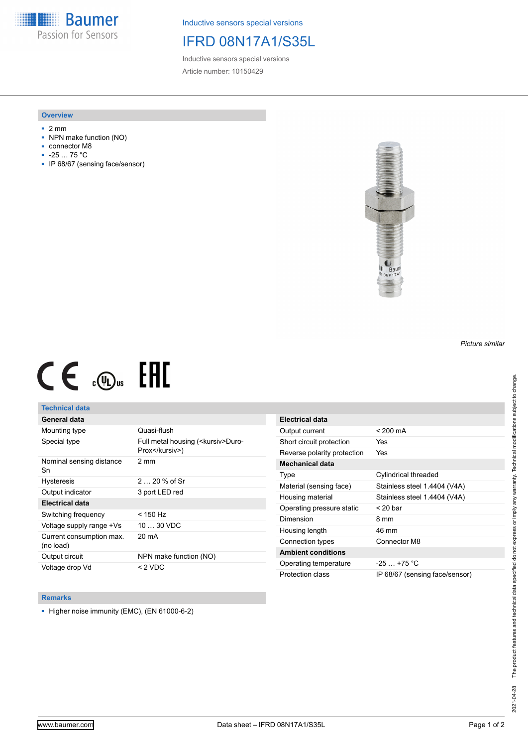Inductive sensors special versions

# IFRD 08N17A1/S35L

Inductive sensors special versions

Article number: 10150429

## Overview

- 2 mm
- NPN make function (NO)
- connector M8
- -25 … 75 °C
- IP 68/67 (sensing face/sensor)

*Picture similar*

## Technical data

| **General data** | |
|---|---|
| Mounting type | Quasi-flush |
| Special type | Full metal housing (<kursiv>Duro-Prox</kursiv>) |
| Nominal sensing distance Sn | 2 mm |
| Hysteresis | 2 … 20 % of Sr |
| Output indicator | 3 port LED red |
| **Electrical data** | |
| Switching frequency | < 150 Hz |
| Voltage supply range +Vs | 10 … 30 VDC |
| Current consumption max. (no load) | 20 mA |
| Output circuit | NPN make function (NO) |
| Voltage drop Vd | < 2 VDC |

| **Electrical data** | |
|---|---|
| Output current | < 200 mA |
| Short circuit protection | Yes |
| Reverse polarity protection | Yes |
| **Mechanical data** | |
| Type | Cylindrical threaded |
| Material (sensing face) | Stainless steel 1.4404 (V4A) |
| Housing material | Stainless steel 1.4404 (V4A) |
| Operating pressure static | < 20 bar |
| Dimension | 8 mm |
| Housing length | 46 mm |
| Connection types | Connector M8 |
| **Ambient conditions** | |
| Operating temperature | -25 … +75 °C |
| Protection class | IP 68/67 (sensing face/sensor) |

## Remarks

- Higher noise immunity (EMC), (EN 61000-6-2)

2021-04-28 The product features and technical data specified do not express or imply any warranty. Technical modifications subject to change.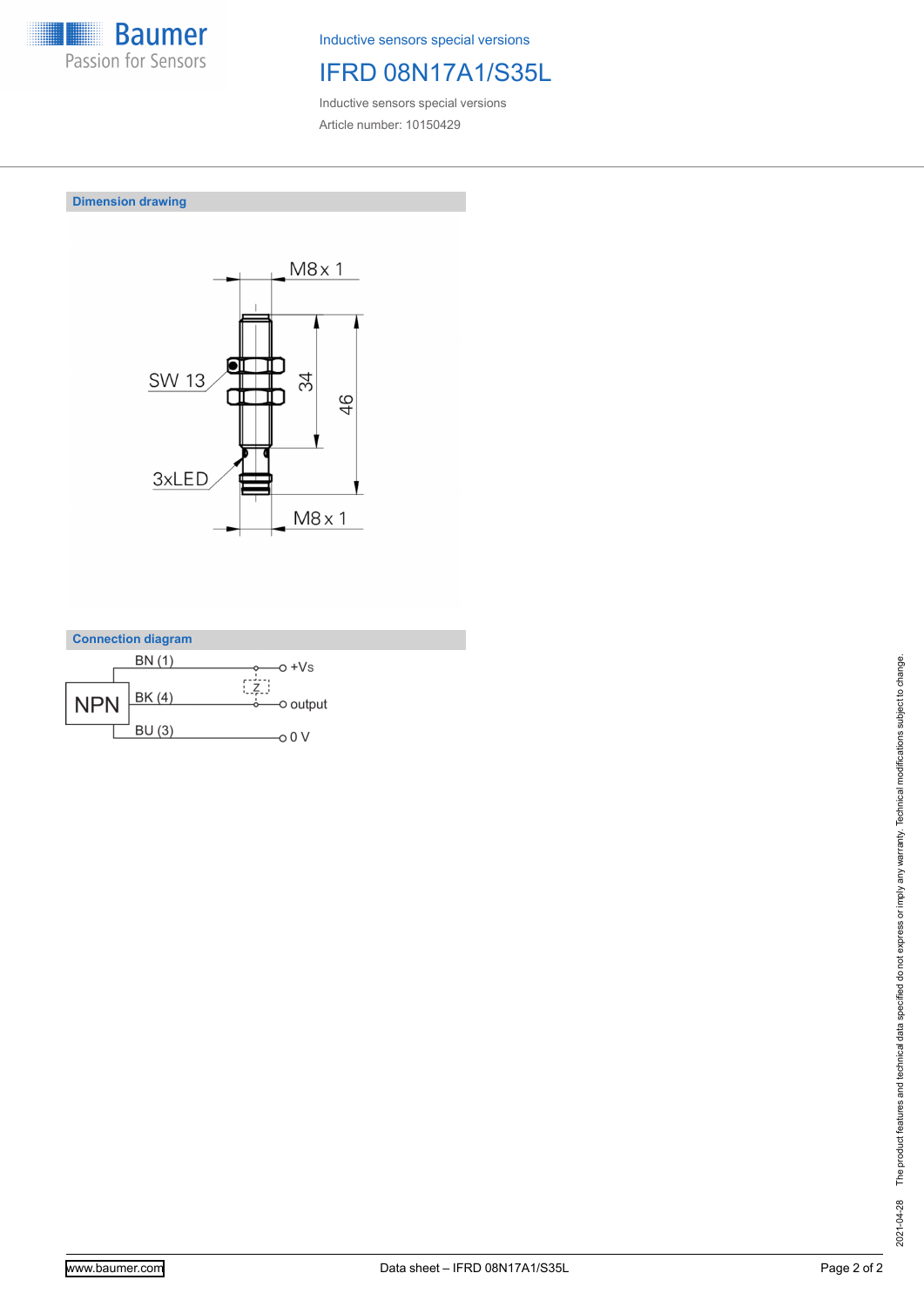Inductive sensors special versions

# IFRD 08N17A1/S35L

Inductive sensors special versions

Article number: 10150429

## Dimension drawing

M8 x 1

SW 13

34

46

3xLED

M8 x 1

## Connection diagram

NPN

BN (1)

BK (4)

BU (3)

Z

+Vs

output

0 V

2021-04-28 The product features and technical data specified do not express or imply any warranty. Technical modifications subject to change.

www.baumer.com

Data sheet – IFRD 08N17A1/S35L